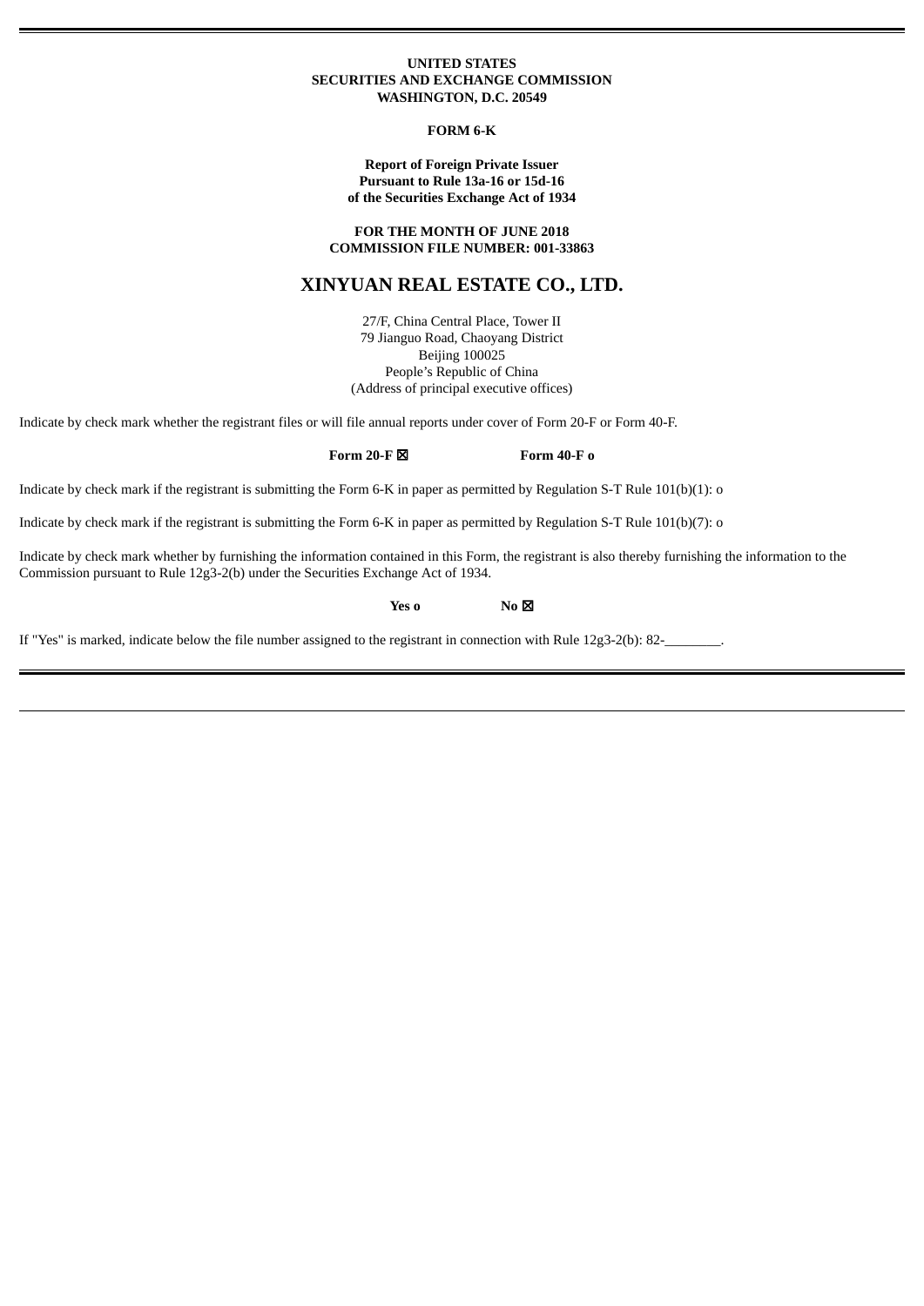**UNITED STATES**
**SECURITIES AND EXCHANGE COMMISSION**
**WASHINGTON, D.C. 20549**

**FORM 6-K**

**Report of Foreign Private Issuer**
**Pursuant to Rule 13a-16 or 15d-16**
**of the Securities Exchange Act of 1934**

**FOR THE MONTH OF JUNE 2018**
**COMMISSION FILE NUMBER: 001-33863**

# XINYUAN REAL ESTATE CO., LTD.

27/F, China Central Place, Tower II
79 Jianguo Road, Chaoyang District
Beijing 100025
People's Republic of China
(Address of principal executive offices)

Indicate by check mark whether the registrant files or will file annual reports under cover of Form 20-F or Form 40-F.

**Form 20-F ☒** **Form 40-F o**

Indicate by check mark if the registrant is submitting the Form 6-K in paper as permitted by Regulation S-T Rule 101(b)(1): o

Indicate by check mark if the registrant is submitting the Form 6-K in paper as permitted by Regulation S-T Rule 101(b)(7): o

Indicate by check mark whether by furnishing the information contained in this Form, the registrant is also thereby furnishing the information to the Commission pursuant to Rule 12g3-2(b) under the Securities Exchange Act of 1934.

**Yes o** **No ☒**

If "Yes" is marked, indicate below the file number assigned to the registrant in connection with Rule 12g3-2(b): 82-________.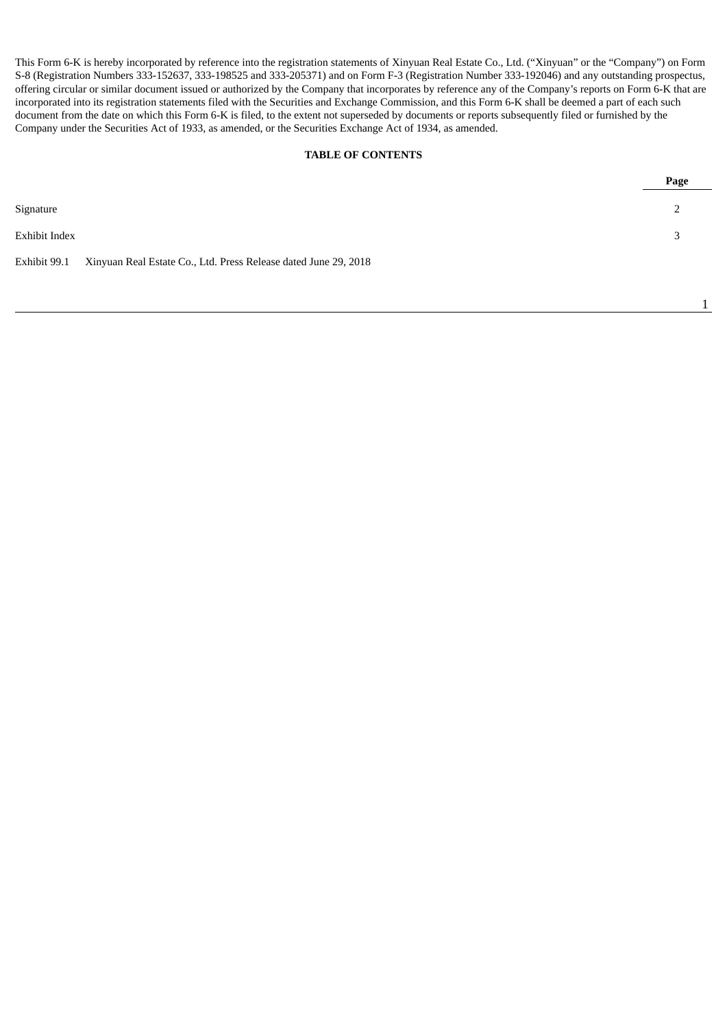This Form 6-K is hereby incorporated by reference into the registration statements of Xinyuan Real Estate Co., Ltd. (“Xinyuan” or the “Company”) on Form S-8 (Registration Numbers 333-152637, 333-198525 and 333-205371) and on Form F-3 (Registration Number 333-192046) and any outstanding prospectus, offering circular or similar document issued or authorized by the Company that incorporates by reference any of the Company’s reports on Form 6-K that are incorporated into its registration statements filed with the Securities and Exchange Commission, and this Form 6-K shall be deemed a part of each such document from the date on which this Form 6-K is filed, to the extent not superseded by documents or reports subsequently filed or furnished by the Company under the Securities Act of 1933, as amended, or the Securities Exchange Act of 1934, as amended.

**TABLE OF CONTENTS**

| | **Page** |
|---|---|
| Signature | 2 |
| Exhibit Index | 3 |
| Exhibit 99.1 Xinyuan Real Estate Co., Ltd. Press Release dated June 29, 2018 | |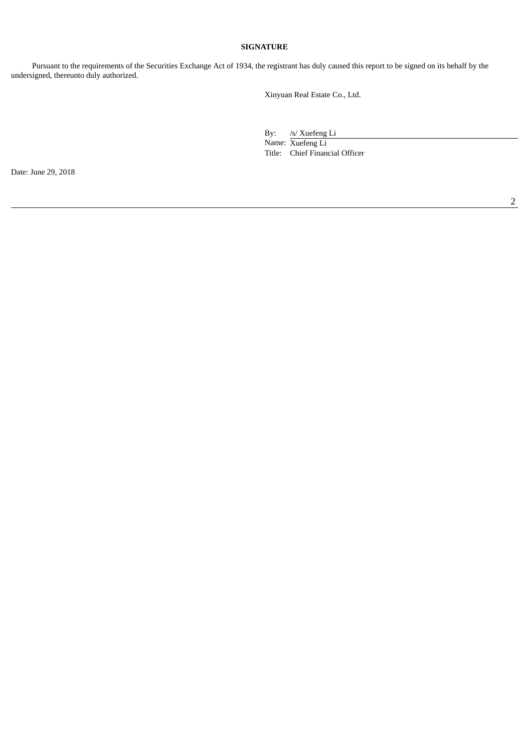**SIGNATURE**

Pursuant to the requirements of the Securities Exchange Act of 1934, the registrant has duly caused this report to be signed on its behalf by the undersigned, thereunto duly authorized.

Xinyuan Real Estate Co., Ltd.

By: /s/ Xuefeng Li
Name: Xuefeng Li
Title: Chief Financial Officer

Date: June 29, 2018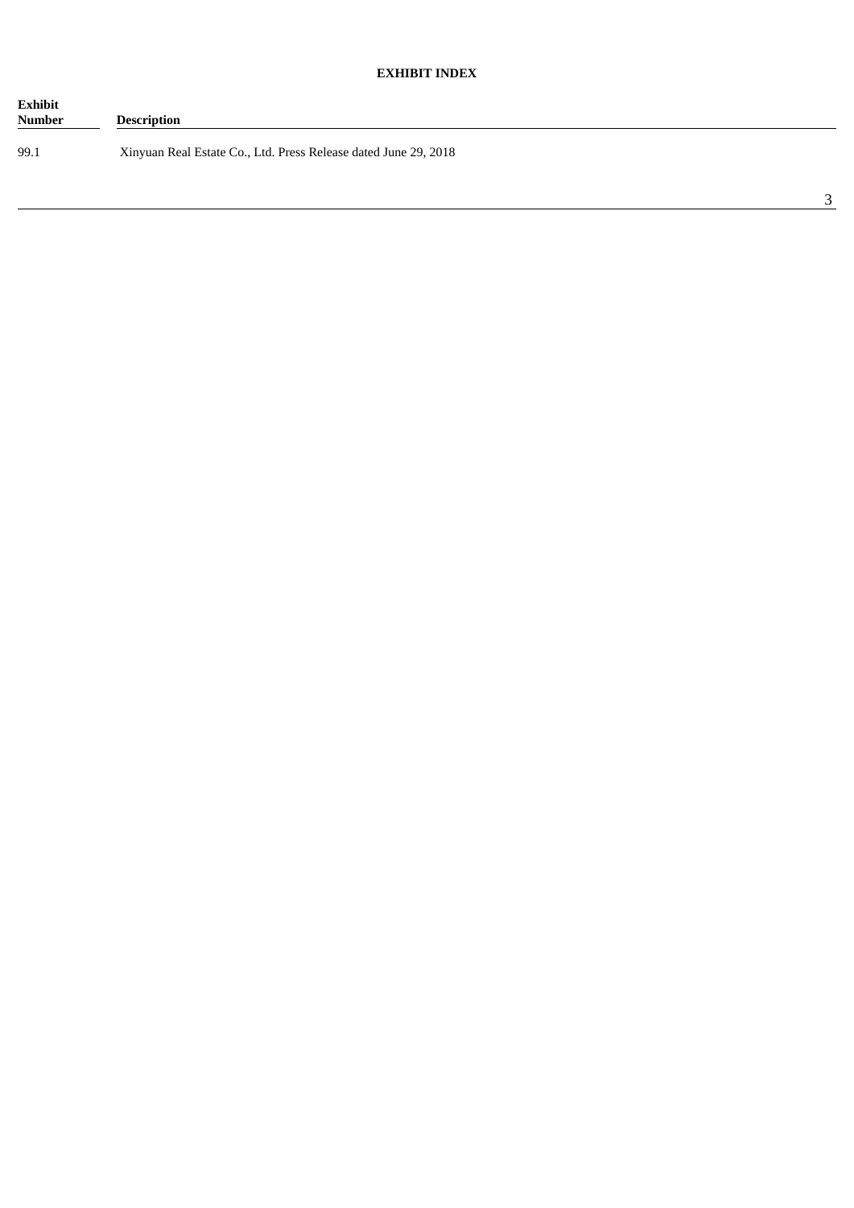**EXHIBIT INDEX**

| Exhibit Number | Description |
| --- | --- |
| 99.1 | Xinyuan Real Estate Co., Ltd. Press Release dated June 29, 2018 |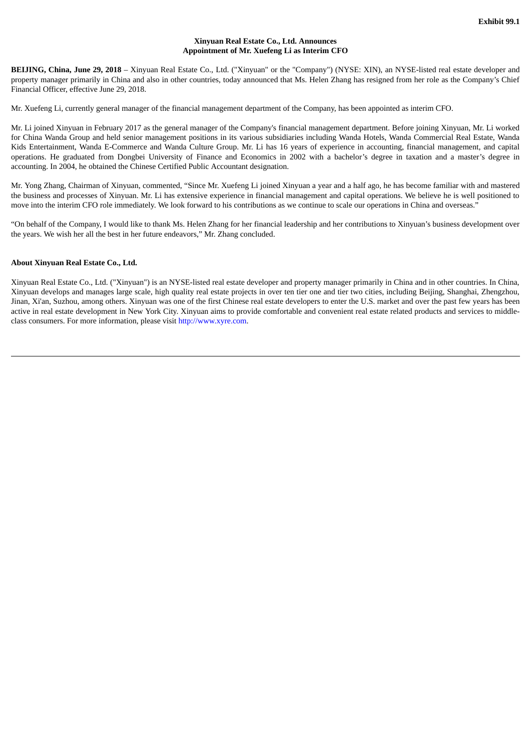Exhibit 99.1

**Xinyuan Real Estate Co., Ltd. Announces**
**Appointment of Mr. Xuefeng Li as Interim CFO**

**BEIJING, China, June 29, 2018** – Xinyuan Real Estate Co., Ltd. ("Xinyuan" or the "Company") (NYSE: XIN), an NYSE-listed real estate developer and property manager primarily in China and also in other countries, today announced that Ms. Helen Zhang has resigned from her role as the Company's Chief Financial Officer, effective June 29, 2018.

Mr. Xuefeng Li, currently general manager of the financial management department of the Company, has been appointed as interim CFO.

Mr. Li joined Xinyuan in February 2017 as the general manager of the Company's financial management department. Before joining Xinyuan, Mr. Li worked for China Wanda Group and held senior management positions in its various subsidiaries including Wanda Hotels, Wanda Commercial Real Estate, Wanda Kids Entertainment, Wanda E-Commerce and Wanda Culture Group. Mr. Li has 16 years of experience in accounting, financial management, and capital operations. He graduated from Dongbei University of Finance and Economics in 2002 with a bachelor's degree in taxation and a master's degree in accounting. In 2004, he obtained the Chinese Certified Public Accountant designation.

Mr. Yong Zhang, Chairman of Xinyuan, commented, "Since Mr. Xuefeng Li joined Xinyuan a year and a half ago, he has become familiar with and mastered the business and processes of Xinyuan. Mr. Li has extensive experience in financial management and capital operations. We believe he is well positioned to move into the interim CFO role immediately. We look forward to his contributions as we continue to scale our operations in China and overseas."

"On behalf of the Company, I would like to thank Ms. Helen Zhang for her financial leadership and her contributions to Xinyuan's business development over the years. We wish her all the best in her future endeavors," Mr. Zhang concluded.

**About Xinyuan Real Estate Co., Ltd.**

Xinyuan Real Estate Co., Ltd. ("Xinyuan") is an NYSE-listed real estate developer and property manager primarily in China and in other countries. In China, Xinyuan develops and manages large scale, high quality real estate projects in over ten tier one and tier two cities, including Beijing, Shanghai, Zhengzhou, Jinan, Xi'an, Suzhou, among others. Xinyuan was one of the first Chinese real estate developers to enter the U.S. market and over the past few years has been active in real estate development in New York City. Xinyuan aims to provide comfortable and convenient real estate related products and services to middle-class consumers. For more information, please visit http://www.xyre.com.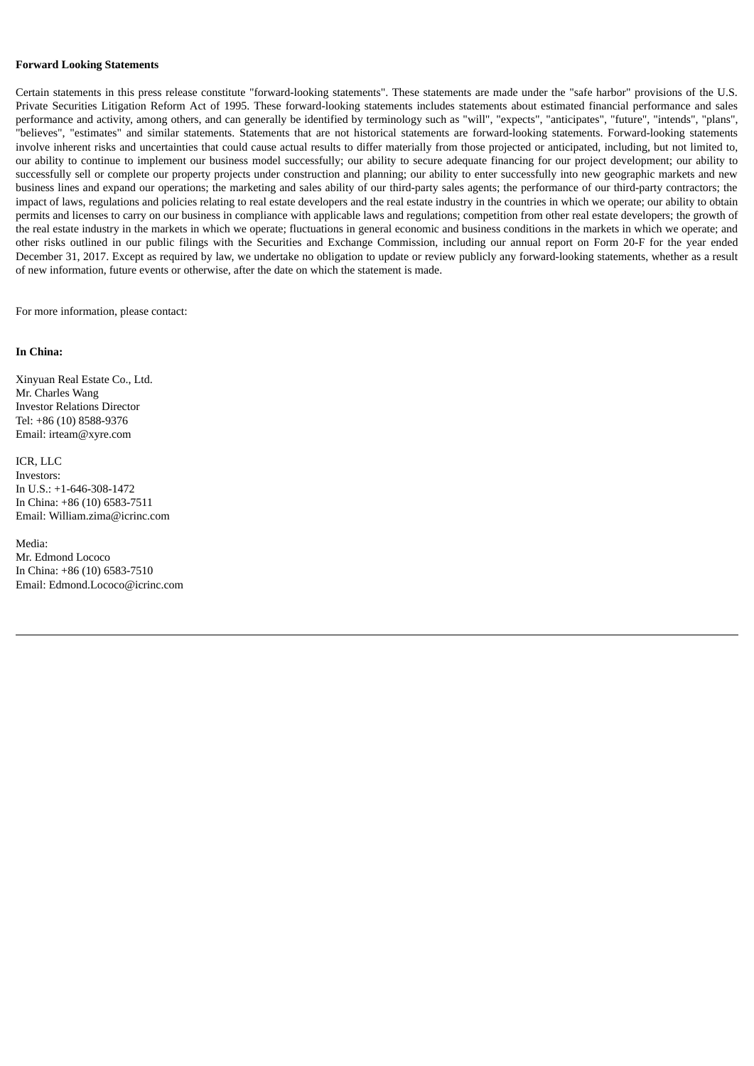**Forward Looking Statements**

Certain statements in this press release constitute "forward-looking statements". These statements are made under the "safe harbor" provisions of the U.S. Private Securities Litigation Reform Act of 1995. These forward-looking statements includes statements about estimated financial performance and sales performance and activity, among others, and can generally be identified by terminology such as "will", "expects", "anticipates", "future", "intends", "plans", "believes", "estimates" and similar statements. Statements that are not historical statements are forward-looking statements. Forward-looking statements involve inherent risks and uncertainties that could cause actual results to differ materially from those projected or anticipated, including, but not limited to, our ability to continue to implement our business model successfully; our ability to secure adequate financing for our project development; our ability to successfully sell or complete our property projects under construction and planning; our ability to enter successfully into new geographic markets and new business lines and expand our operations; the marketing and sales ability of our third-party sales agents; the performance of our third-party contractors; the impact of laws, regulations and policies relating to real estate developers and the real estate industry in the countries in which we operate; our ability to obtain permits and licenses to carry on our business in compliance with applicable laws and regulations; competition from other real estate developers; the growth of the real estate industry in the markets in which we operate; fluctuations in general economic and business conditions in the markets in which we operate; and other risks outlined in our public filings with the Securities and Exchange Commission, including our annual report on Form 20-F for the year ended December 31, 2017. Except as required by law, we undertake no obligation to update or review publicly any forward-looking statements, whether as a result of new information, future events or otherwise, after the date on which the statement is made.

For more information, please contact:

**In China:**

Xinyuan Real Estate Co., Ltd.
Mr. Charles Wang
Investor Relations Director
Tel: +86 (10) 8588-9376
Email: irteam@xyre.com

ICR, LLC
Investors:
In U.S.: +1-646-308-1472
In China: +86 (10) 6583-7511
Email: William.zima@icrinc.com

Media:
Mr. Edmond Lococo
In China: +86 (10) 6583-7510
Email: Edmond.Lococo@icrinc.com